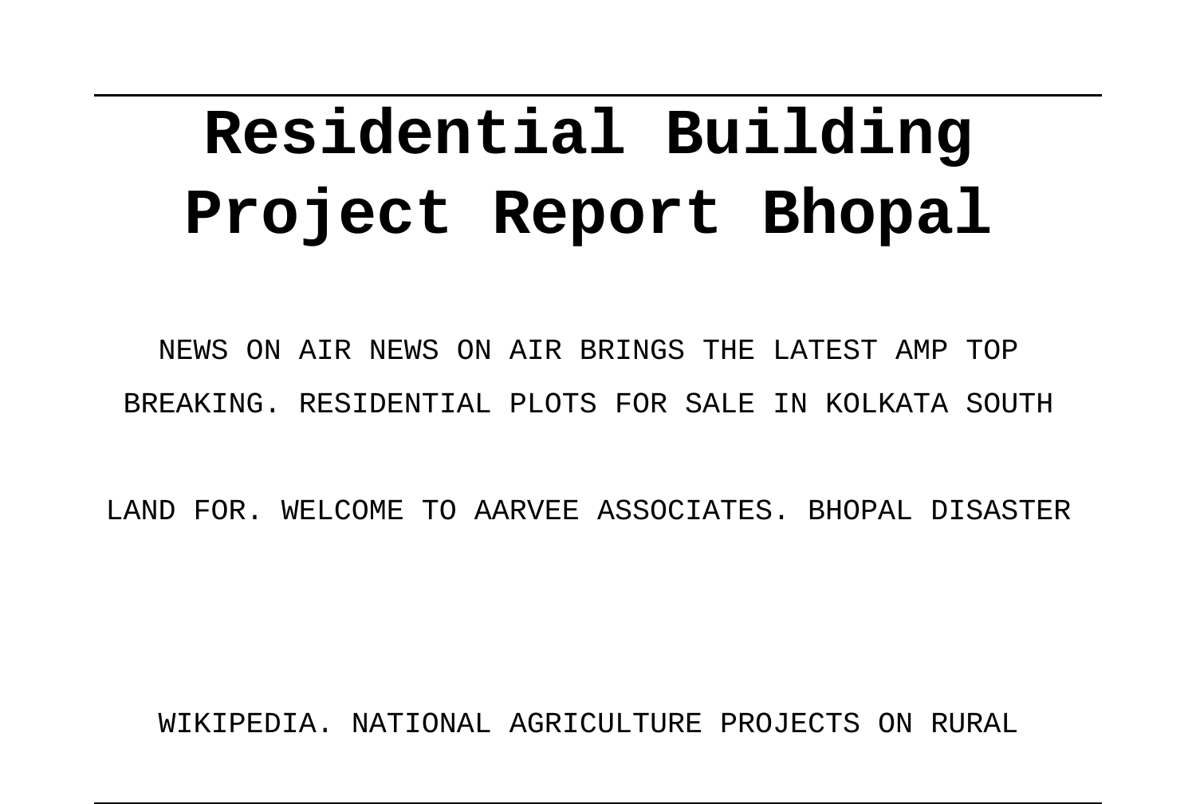# Residential Building Project Report Bhopal

NEWS ON AIR NEWS ON AIR BRINGS THE LATEST AMP TOP BREAKING. RESIDENTIAL PLOTS FOR SALE IN KOLKATA SOUTH LAND FOR. WELCOME TO AARVEE ASSOCIATES. BHOPAL DISASTER WIKIPEDIA. NATIONAL AGRICULTURE PROJECTS ON RURAL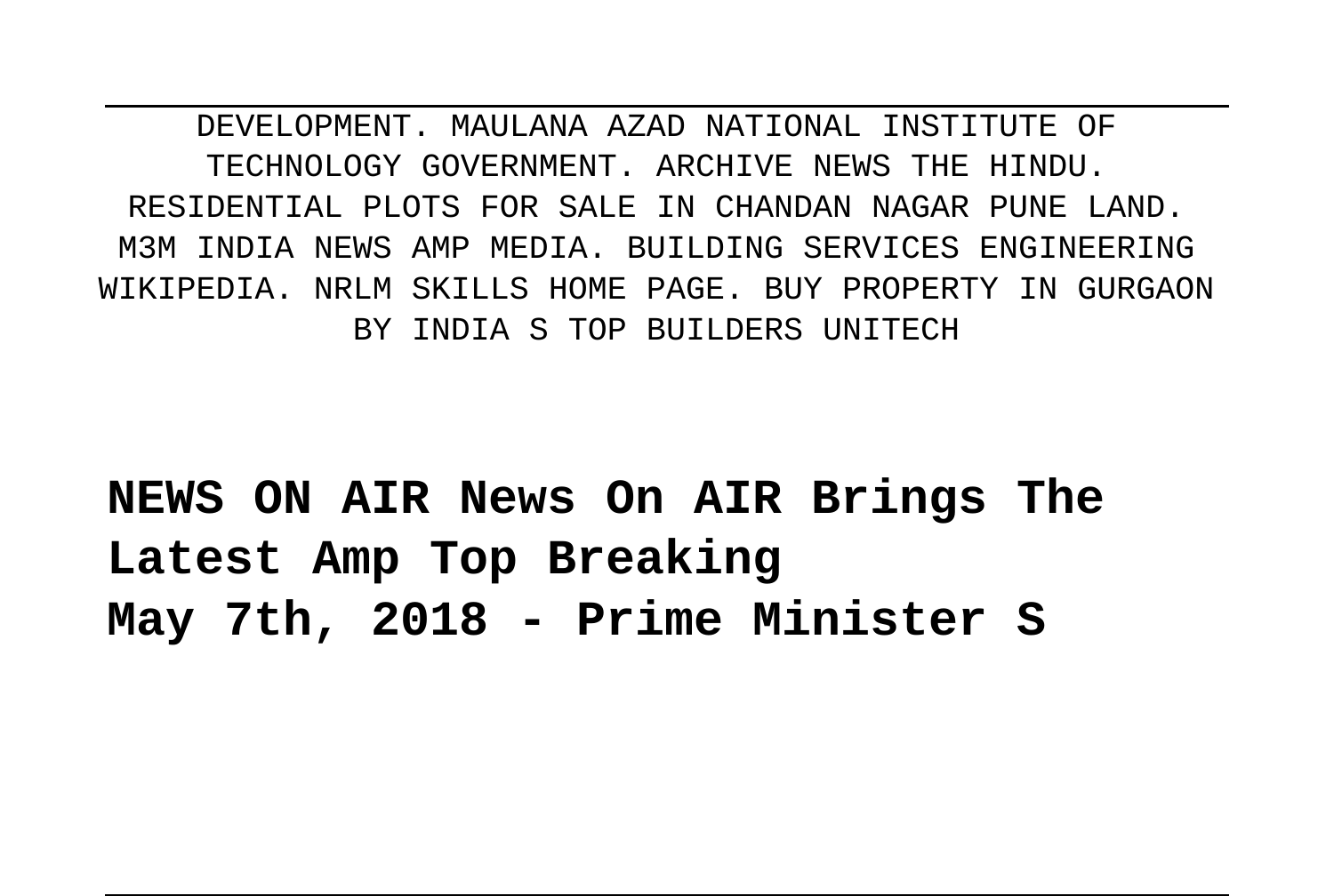DEVELOPMENT. MAULANA AZAD NATIONAL INSTITUTE OF TECHNOLOGY GOVERNMENT. ARCHIVE NEWS THE HINDU. RESIDENTIAL PLOTS FOR SALE IN CHANDAN NAGAR PUNE LAND. M3M INDIA NEWS AMP MEDIA. BUILDING SERVICES ENGINEERING WIKIPEDIA. NRLM SKILLS HOME PAGE. BUY PROPERTY IN GURGAON BY INDIA S TOP BUILDERS UNITECH

**NEWS ON AIR News On AIR Brings The Latest Amp Top Breaking**
**May 7th, 2018 - Prime Minister S**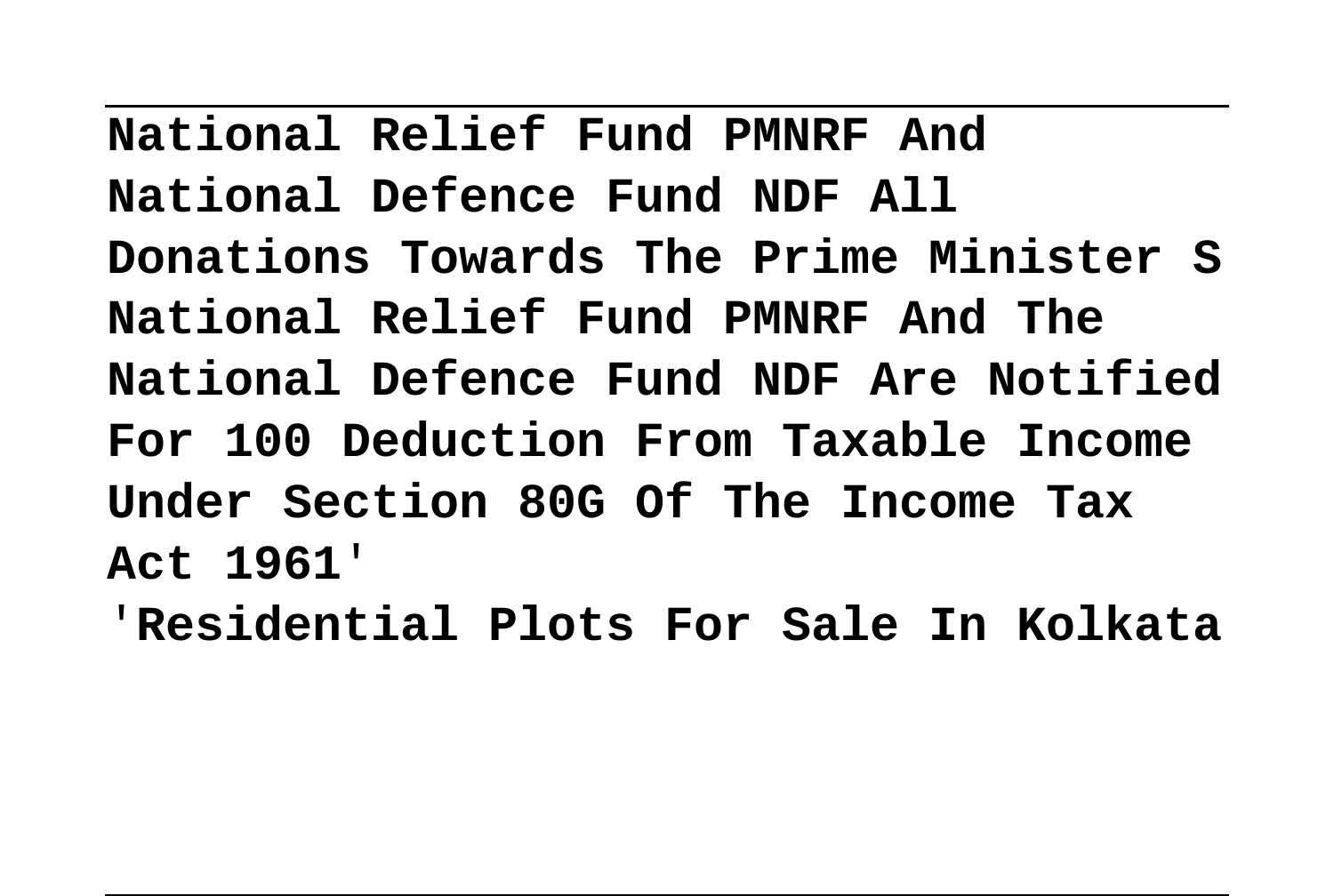**National Relief Fund PMNRF And National Defence Fund NDF All Donations Towards The Prime Minister S National Relief Fund PMNRF And The National Defence Fund NDF Are Notified For 100 Deduction From Taxable Income Under Section 80G Of The Income Tax Act 1961'**

**'Residential Plots For Sale In Kolkata**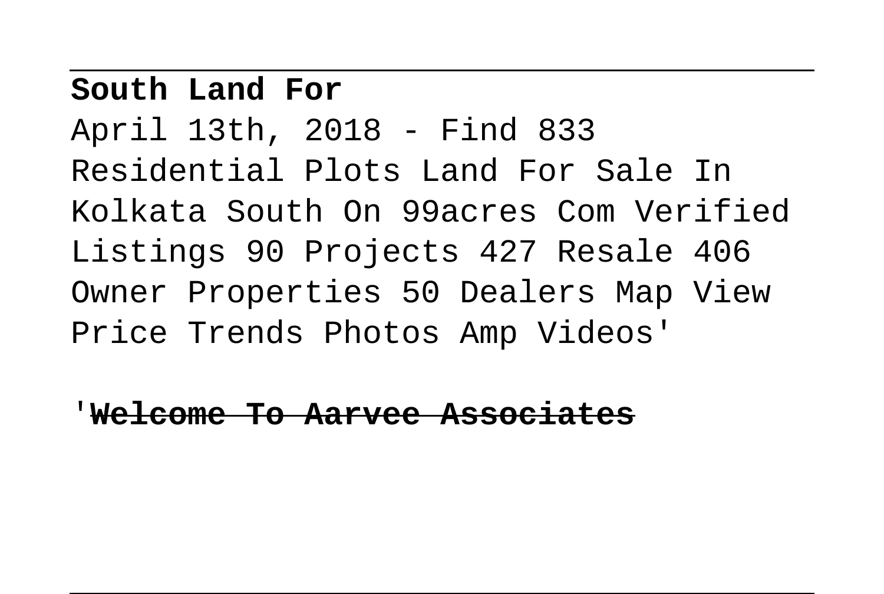**South Land For**

April 13th, 2018 - Find 833 Residential Plots Land For Sale In Kolkata South On 99acres Com Verified Listings 90 Projects 427 Resale 406 Owner Properties 50 Dealers Map View Price Trends Photos Amp Videos'

'**~~Welcome To Aarvee Associates~~**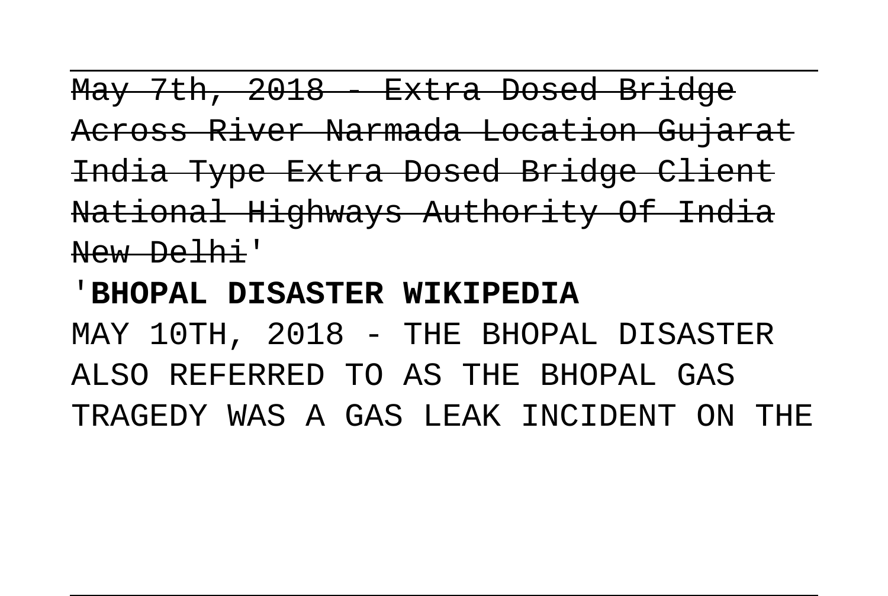~~May 7th, 2018 - Extra Dosed Bridge Across River Narmada Location Gujarat India Type Extra Dosed Bridge Client National Highways Authority Of India New Delhi~~'

'**BHOPAL DISASTER WIKIPEDIA**

MAY 10TH, 2018 - THE BHOPAL DISASTER ALSO REFERRED TO AS THE BHOPAL GAS TRAGEDY WAS A GAS LEAK INCIDENT ON THE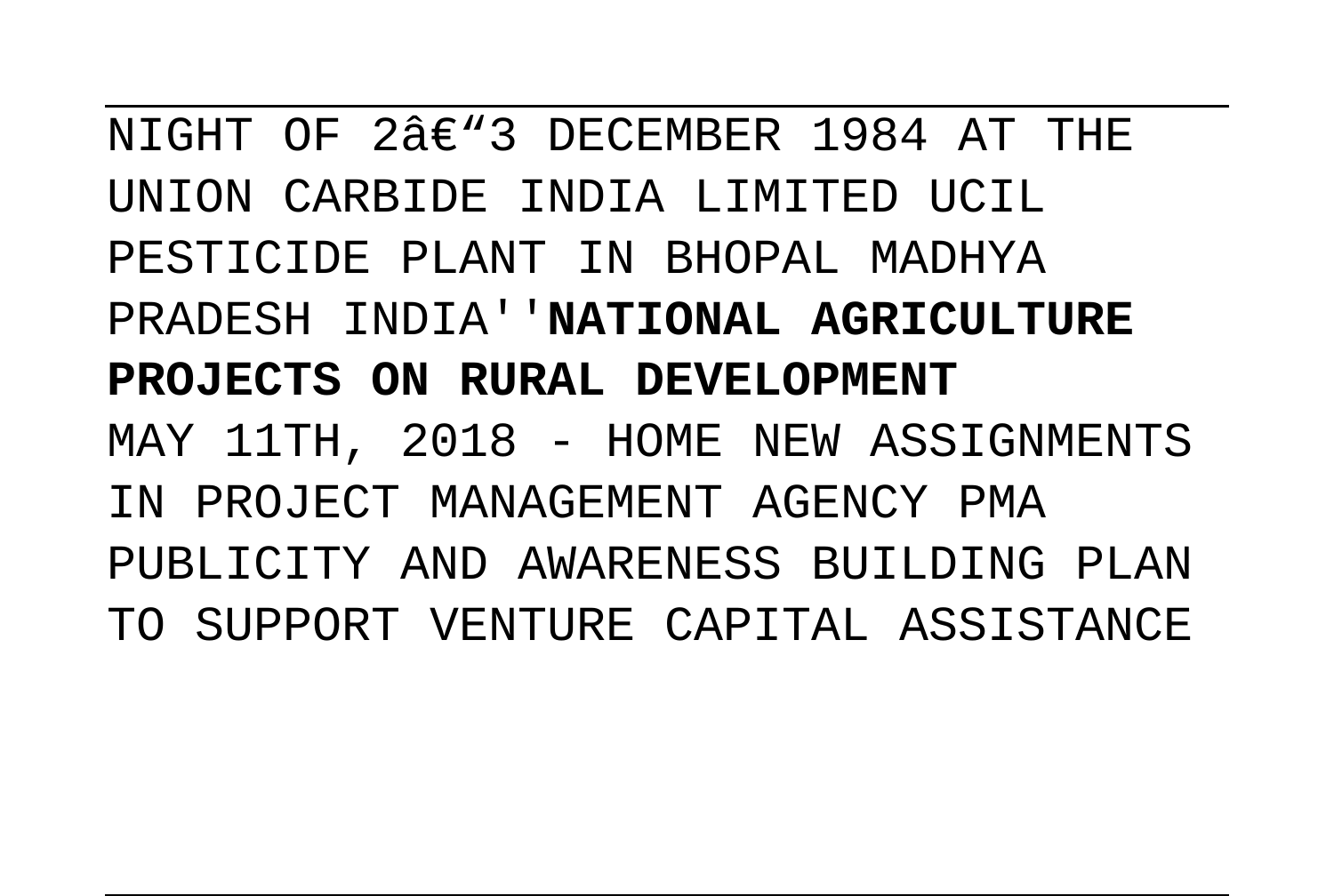NIGHT OF 2â€“3 DECEMBER 1984 AT THE UNION CARBIDE INDIA LIMITED UCIL PESTICIDE PLANT IN BHOPAL MADHYA PRADESH INDIA''**NATIONAL AGRICULTURE PROJECTS ON RURAL DEVELOPMENT**

MAY 11TH, 2018 - HOME NEW ASSIGNMENTS IN PROJECT MANAGEMENT AGENCY PMA PUBLICITY AND AWARENESS BUILDING PLAN TO SUPPORT VENTURE CAPITAL ASSISTANCE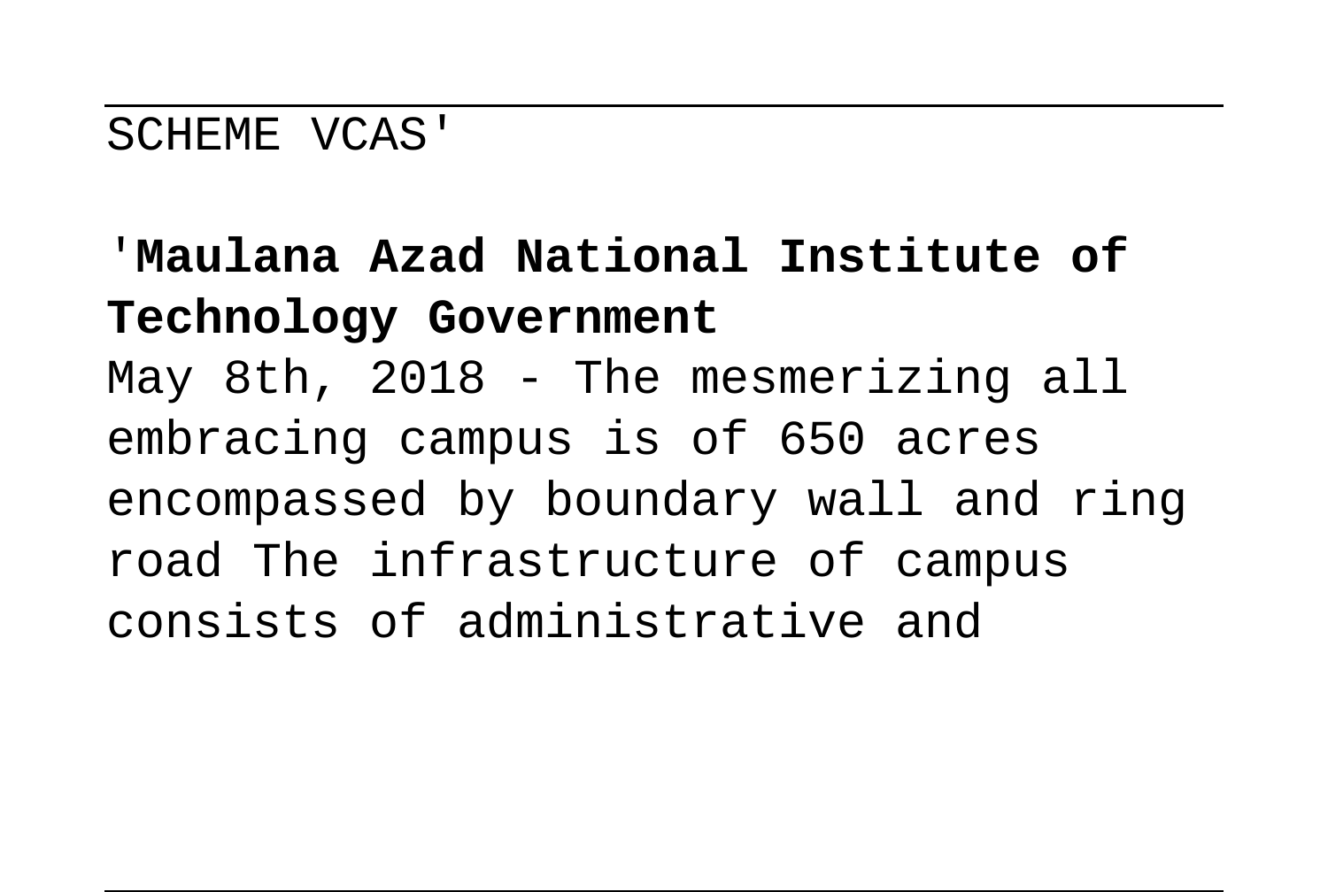SCHEME VCAS'

'**Maulana Azad National Institute of Technology Government**

May 8th, 2018 - The mesmerizing all embracing campus is of 650 acres encompassed by boundary wall and ring road The infrastructure of campus consists of administrative and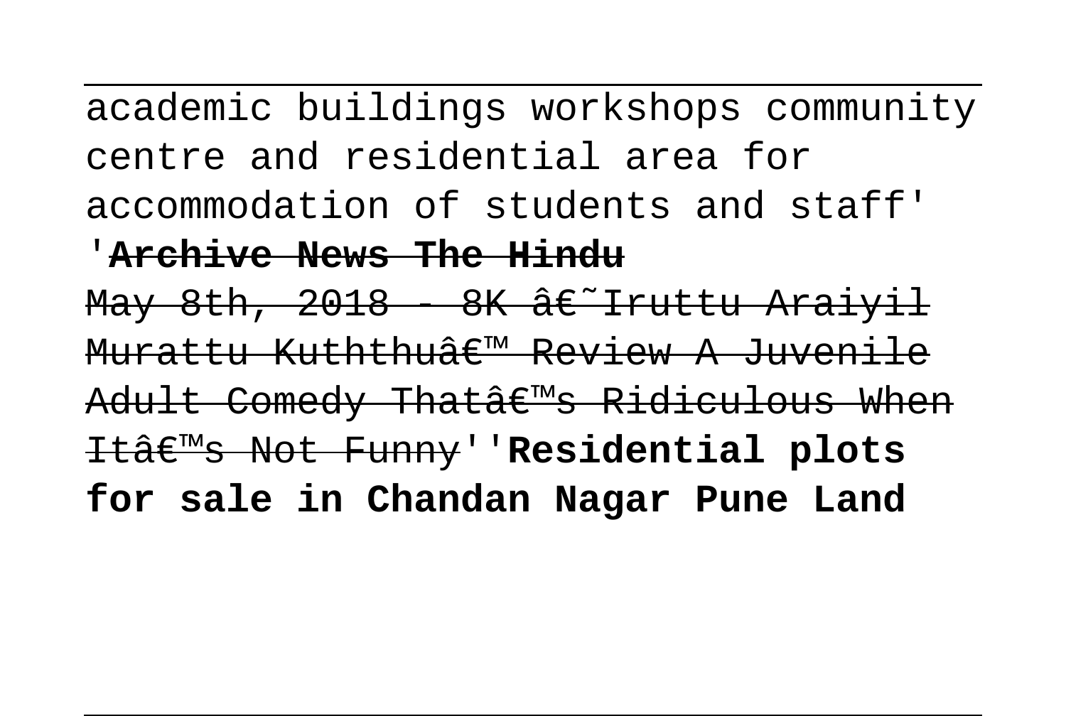academic buildings workshops community centre and residential area for accommodation of students and staff'

'**Archive News The Hindu**

May 8th, 2018 - 8K â€˜Iruttu Araiyil Murattu Kuththuâ€™ Review A Juvenile Adult Comedy Thatâ€™s Ridiculous When Itâ€™s Not Funny''**Residential plots for sale in Chandan Nagar Pune Land**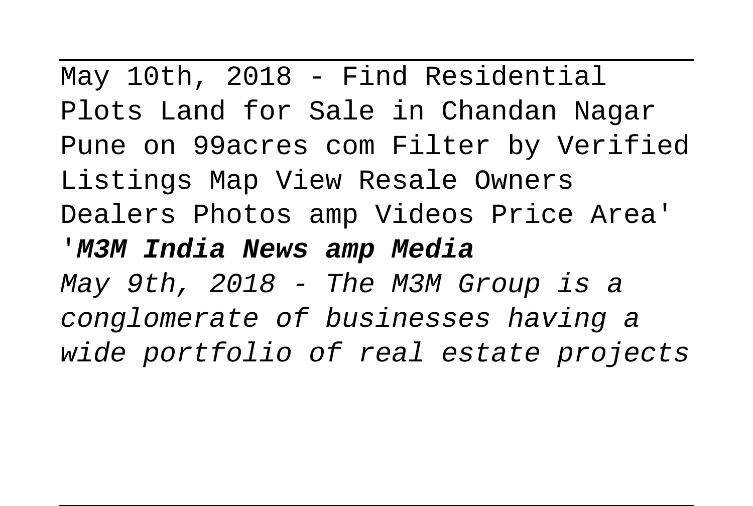May 10th, 2018 - Find Residential Plots Land for Sale in Chandan Nagar Pune on 99acres com Filter by Verified Listings Map View Resale Owners Dealers Photos amp Videos Price Area'

'***M3M India News amp Media***

*May 9th, 2018 - The M3M Group is a conglomerate of businesses having a wide portfolio of real estate projects*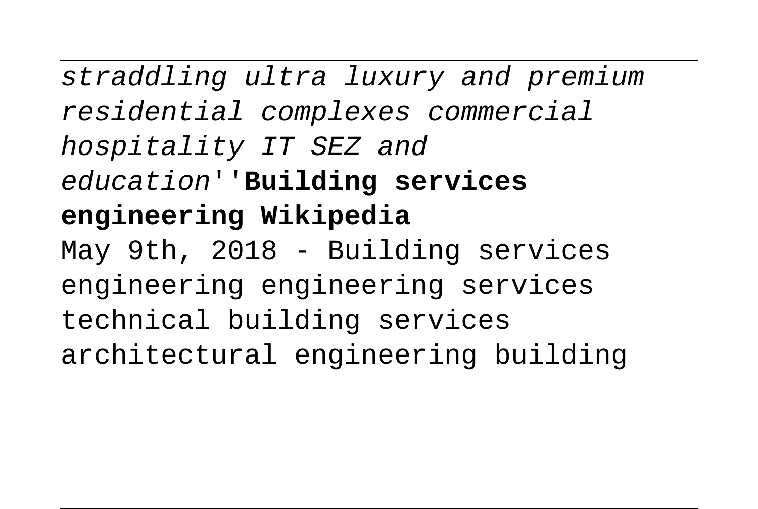*straddling ultra luxury and premium residential complexes commercial hospitality IT SEZ and education*''**Building services engineering Wikipedia**

May 9th, 2018 - Building services engineering engineering services technical building services architectural engineering building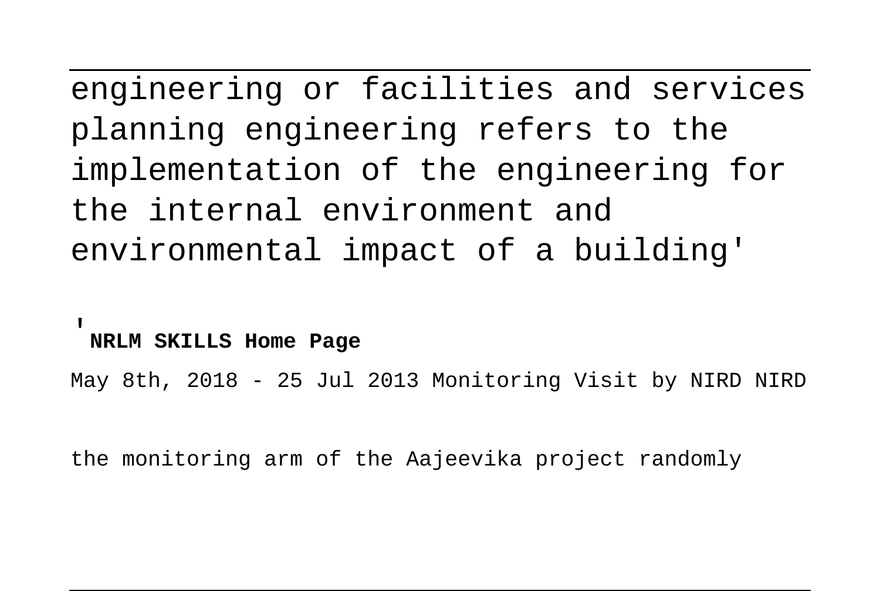engineering or facilities and services planning engineering refers to the implementation of the engineering for the internal environment and environmental impact of a building'

'**NRLM SKILLS Home Page**

May 8th, 2018 - 25 Jul 2013 Monitoring Visit by NIRD NIRD

the monitoring arm of the Aajeevika project randomly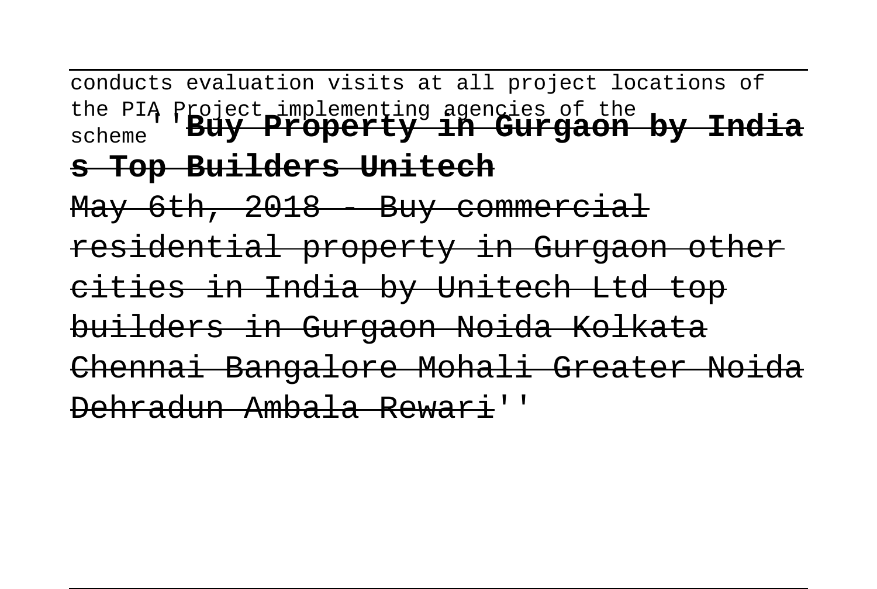conducts evaluation visits at all project locations of the PIA Project implementing agencies of the scheme''**Buy Property in Gurgaon by India s Top Builders Unitech**

May 6th, 2018 - Buy commercial residential property in Gurgaon other cities in India by Unitech Ltd top builders in Gurgaon Noida Kolkata Chennai Bangalore Mohali Greater Noida Dehradun Ambala Rewari''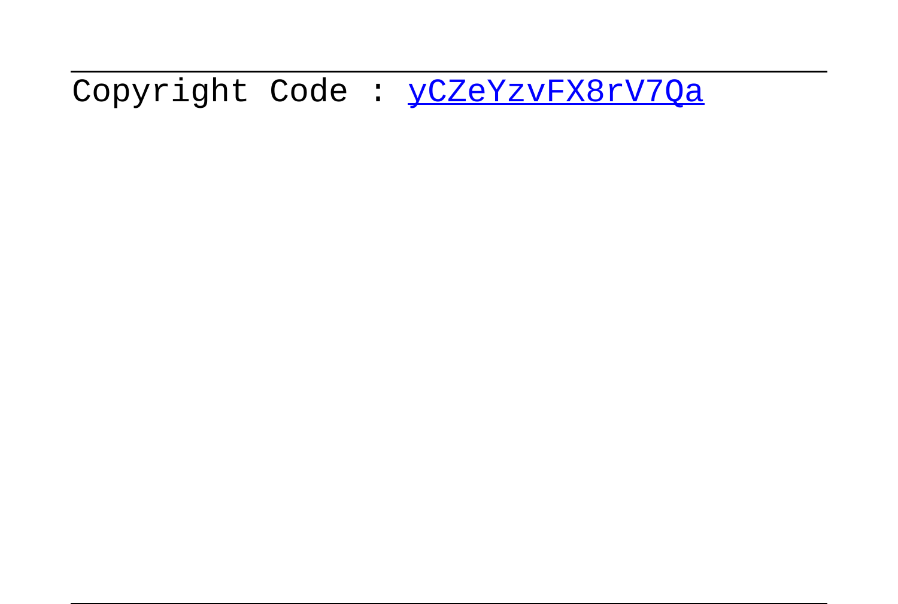Copyright Code : yCZeYzvFX8rV7Qa